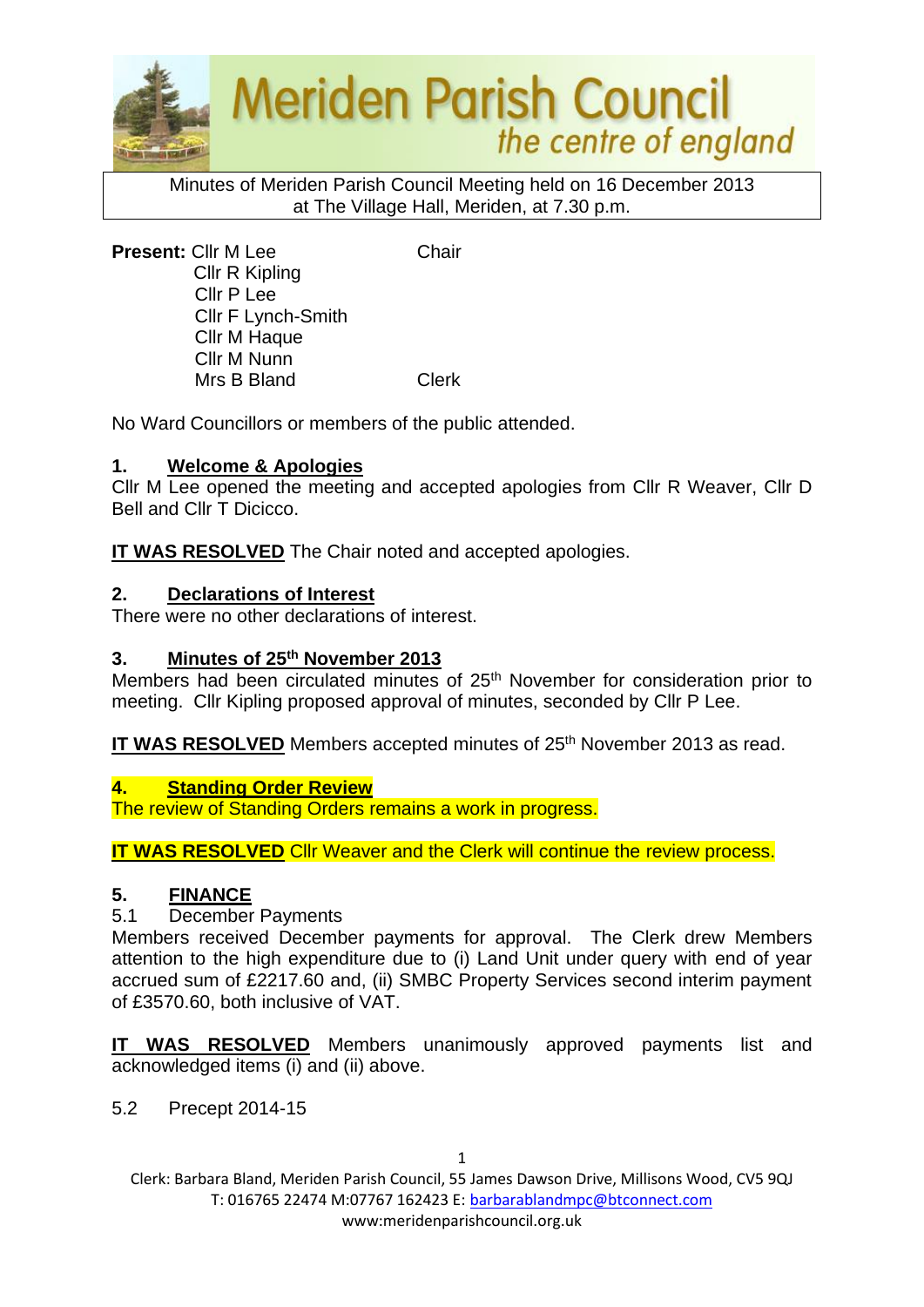# Meriden Parish Council
*the centre of england*

Minutes of Meriden Parish Council Meeting held on 16 December 2013 at The Village Hall, Meriden, at 7.30 p.m.

**Present:** Cllr M Lee — Chair
Cllr R Kipling
Cllr P Lee
Cllr F Lynch-Smith
Cllr M Haque
Cllr M Nunn
Mrs B Bland — Clerk

No Ward Councillors or members of the public attended.

## 1. Welcome & Apologies

Cllr M Lee opened the meeting and accepted apologies from Cllr R Weaver, Cllr D Bell and Cllr T Dicicco.

**IT WAS RESOLVED** The Chair noted and accepted apologies.

## 2. Declarations of Interest

There were no other declarations of interest.

## 3. Minutes of 25th November 2013

Members had been circulated minutes of 25th November for consideration prior to meeting. Cllr Kipling proposed approval of minutes, seconded by Cllr P Lee.

**IT WAS RESOLVED** Members accepted minutes of 25th November 2013 as read.

## 4. Standing Order Review

The review of Standing Orders remains a work in progress.

**IT WAS RESOLVED** Cllr Weaver and the Clerk will continue the review process.

## 5. FINANCE

5.1 December Payments

Members received December payments for approval. The Clerk drew Members attention to the high expenditure due to (i) Land Unit under query with end of year accrued sum of £2217.60 and, (ii) SMBC Property Services second interim payment of £3570.60, both inclusive of VAT.

**IT WAS RESOLVED** Members unanimously approved payments list and acknowledged items (i) and (ii) above.

5.2 Precept 2014-15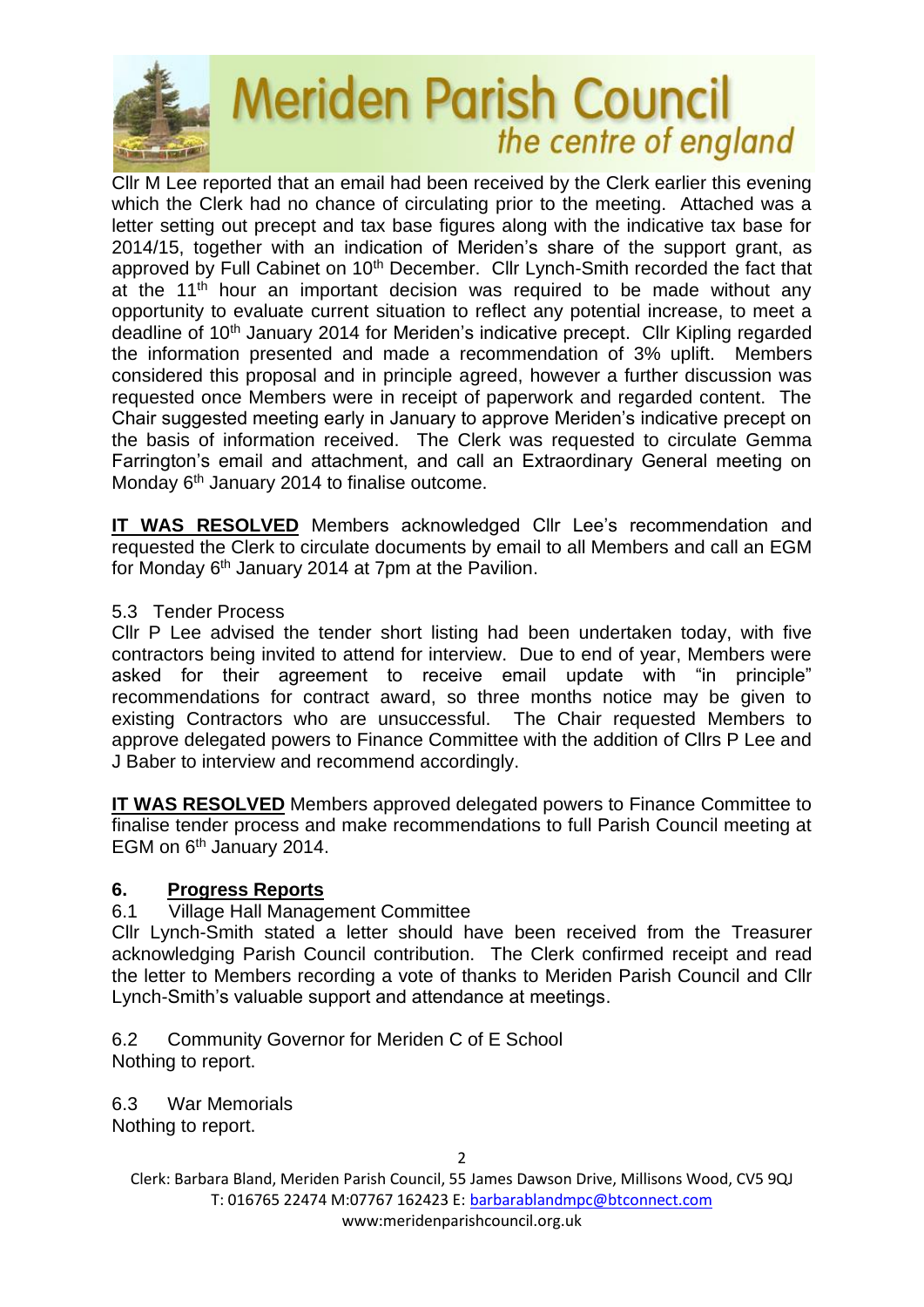Cllr M Lee reported that an email had been received by the Clerk earlier this evening which the Clerk had no chance of circulating prior to the meeting. Attached was a letter setting out precept and tax base figures along with the indicative tax base for 2014/15, together with an indication of Meriden's share of the support grant, as approved by Full Cabinet on 10th December. Cllr Lynch-Smith recorded the fact that at the 11th hour an important decision was required to be made without any opportunity to evaluate current situation to reflect any potential increase, to meet a deadline of 10th January 2014 for Meriden's indicative precept. Cllr Kipling regarded the information presented and made a recommendation of 3% uplift. Members considered this proposal and in principle agreed, however a further discussion was requested once Members were in receipt of paperwork and regarded content. The Chair suggested meeting early in January to approve Meriden's indicative precept on the basis of information received. The Clerk was requested to circulate Gemma Farrington's email and attachment, and call an Extraordinary General meeting on Monday 6th January 2014 to finalise outcome.

**IT WAS RESOLVED** Members acknowledged Cllr Lee's recommendation and requested the Clerk to circulate documents by email to all Members and call an EGM for Monday 6th January 2014 at 7pm at the Pavilion.

5.3 Tender Process

Cllr P Lee advised the tender short listing had been undertaken today, with five contractors being invited to attend for interview. Due to end of year, Members were asked for their agreement to receive email update with "in principle" recommendations for contract award, so three months notice may be given to existing Contractors who are unsuccessful. The Chair requested Members to approve delegated powers to Finance Committee with the addition of Cllrs P Lee and J Baber to interview and recommend accordingly.

**IT WAS RESOLVED** Members approved delegated powers to Finance Committee to finalise tender process and make recommendations to full Parish Council meeting at EGM on 6th January 2014.

## 6. Progress Reports

6.1 Village Hall Management Committee

Cllr Lynch-Smith stated a letter should have been received from the Treasurer acknowledging Parish Council contribution. The Clerk confirmed receipt and read the letter to Members recording a vote of thanks to Meriden Parish Council and Cllr Lynch-Smith's valuable support and attendance at meetings.

6.2 Community Governor for Meriden C of E School

Nothing to report.

6.3 War Memorials

Nothing to report.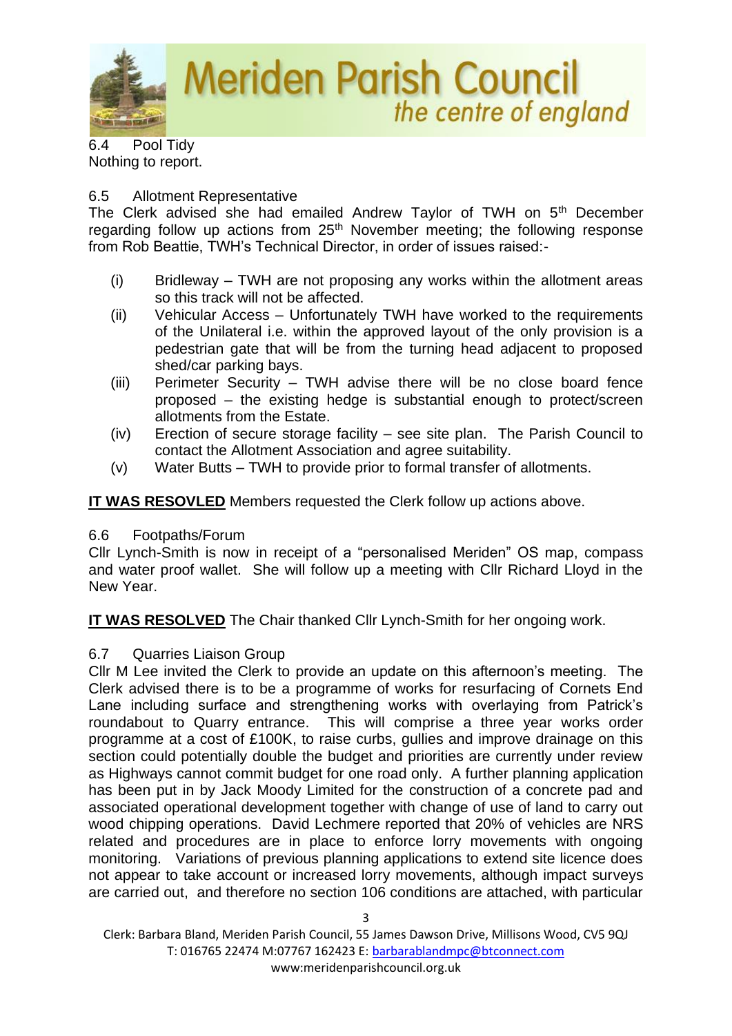6.4 Pool Tidy

Nothing to report.

6.5 Allotment Representative

The Clerk advised she had emailed Andrew Taylor of TWH on 5th December regarding follow up actions from 25th November meeting; the following response from Rob Beattie, TWH's Technical Director, in order of issues raised:-

(i) Bridleway – TWH are not proposing any works within the allotment areas so this track will not be affected.

(ii) Vehicular Access – Unfortunately TWH have worked to the requirements of the Unilateral i.e. within the approved layout of the only provision is a pedestrian gate that will be from the turning head adjacent to proposed shed/car parking bays.

(iii) Perimeter Security – TWH advise there will be no close board fence proposed – the existing hedge is substantial enough to protect/screen allotments from the Estate.

(iv) Erection of secure storage facility – see site plan. The Parish Council to contact the Allotment Association and agree suitability.

(v) Water Butts – TWH to provide prior to formal transfer of allotments.

**IT WAS RESOVLED** Members requested the Clerk follow up actions above.

6.6 Footpaths/Forum

Cllr Lynch-Smith is now in receipt of a "personalised Meriden" OS map, compass and water proof wallet. She will follow up a meeting with Cllr Richard Lloyd in the New Year.

**IT WAS RESOLVED** The Chair thanked Cllr Lynch-Smith for her ongoing work.

6.7 Quarries Liaison Group

Cllr M Lee invited the Clerk to provide an update on this afternoon's meeting. The Clerk advised there is to be a programme of works for resurfacing of Cornets End Lane including surface and strengthening works with overlaying from Patrick's roundabout to Quarry entrance. This will comprise a three year works order programme at a cost of £100K, to raise curbs, gullies and improve drainage on this section could potentially double the budget and priorities are currently under review as Highways cannot commit budget for one road only. A further planning application has been put in by Jack Moody Limited for the construction of a concrete pad and associated operational development together with change of use of land to carry out wood chipping operations. David Lechmere reported that 20% of vehicles are NRS related and procedures are in place to enforce lorry movements with ongoing monitoring. Variations of previous planning applications to extend site licence does not appear to take account or increased lorry movements, although impact surveys are carried out, and therefore no section 106 conditions are attached, with particular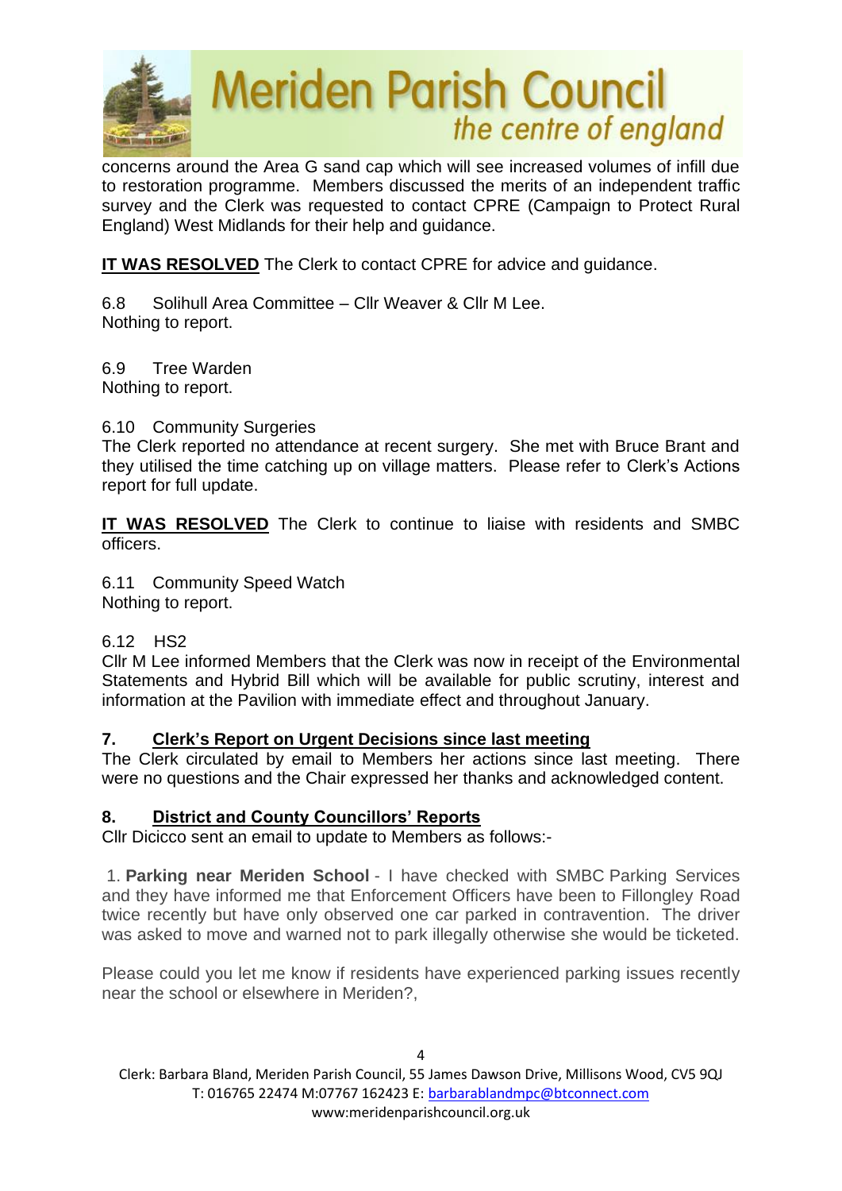concerns around the Area G sand cap which will see increased volumes of infill due to restoration programme. Members discussed the merits of an independent traffic survey and the Clerk was requested to contact CPRE (Campaign to Protect Rural England) West Midlands for their help and guidance.

**IT WAS RESOLVED** The Clerk to contact CPRE for advice and guidance.

6.8 Solihull Area Committee – Cllr Weaver & Cllr M Lee.
Nothing to report.

6.9 Tree Warden
Nothing to report.

6.10 Community Surgeries
The Clerk reported no attendance at recent surgery. She met with Bruce Brant and they utilised the time catching up on village matters. Please refer to Clerk's Actions report for full update.

**IT WAS RESOLVED** The Clerk to continue to liaise with residents and SMBC officers.

6.11 Community Speed Watch
Nothing to report.

6.12 HS2
Cllr M Lee informed Members that the Clerk was now in receipt of the Environmental Statements and Hybrid Bill which will be available for public scrutiny, interest and information at the Pavilion with immediate effect and throughout January.

## 7. Clerk's Report on Urgent Decisions since last meeting

The Clerk circulated by email to Members her actions since last meeting. There were no questions and the Chair expressed her thanks and acknowledged content.

## 8. District and County Councillors' Reports

Cllr Dicicco sent an email to update to Members as follows:-

1. **Parking near Meriden School** - I have checked with SMBC Parking Services and they have informed me that Enforcement Officers have been to Fillongley Road twice recently but have only observed one car parked in contravention. The driver was asked to move and warned not to park illegally otherwise she would be ticketed.

Please could you let me know if residents have experienced parking issues recently near the school or elsewhere in Meriden?,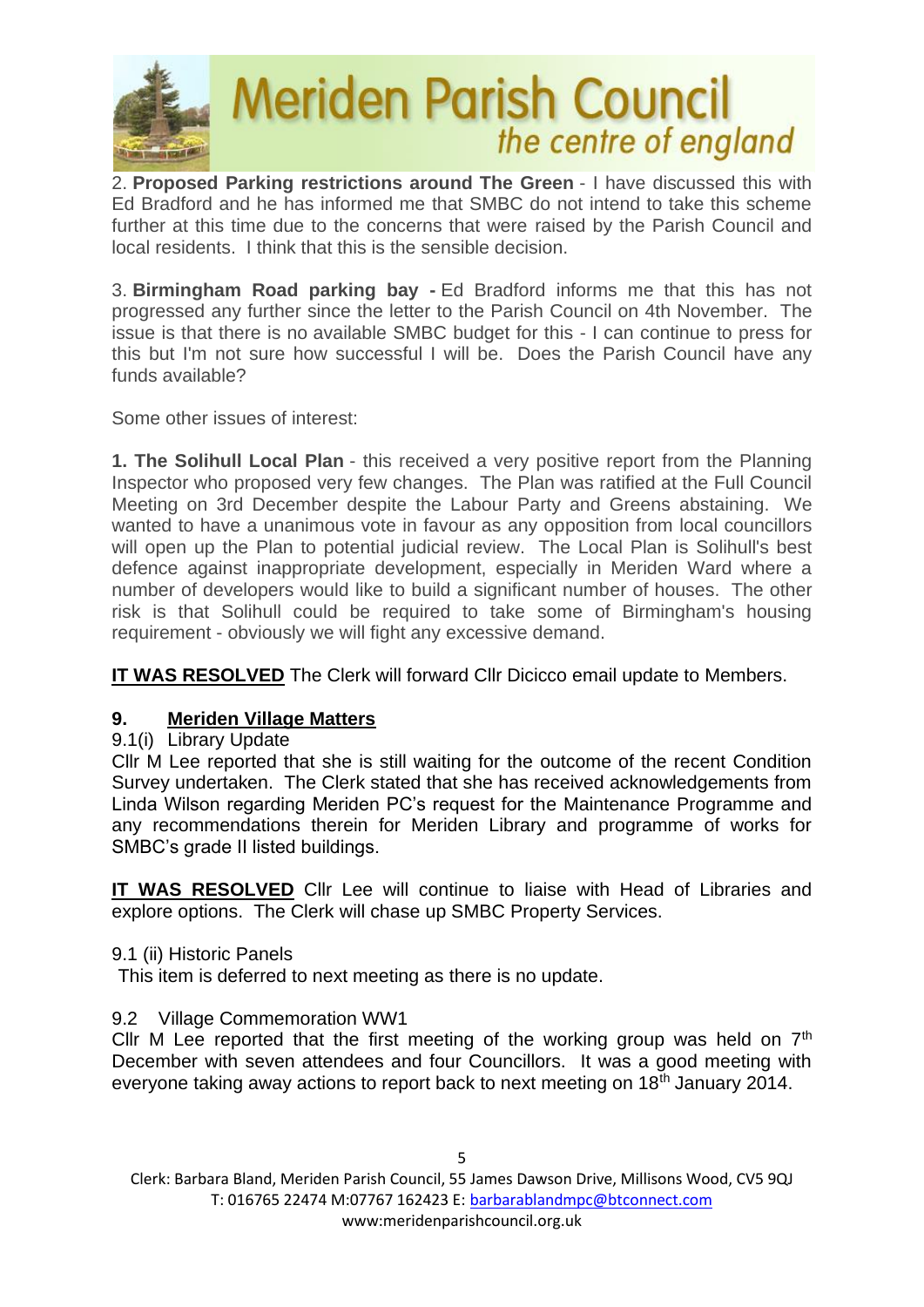2. **Proposed Parking restrictions around The Green** - I have discussed this with Ed Bradford and he has informed me that SMBC do not intend to take this scheme further at this time due to the concerns that were raised by the Parish Council and local residents. I think that this is the sensible decision.

3. **Birmingham Road parking bay -** Ed Bradford informs me that this has not progressed any further since the letter to the Parish Council on 4th November. The issue is that there is no available SMBC budget for this - I can continue to press for this but I'm not sure how successful I will be. Does the Parish Council have any funds available?

Some other issues of interest:

**1. The Solihull Local Plan** - this received a very positive report from the Planning Inspector who proposed very few changes. The Plan was ratified at the Full Council Meeting on 3rd December despite the Labour Party and Greens abstaining. We wanted to have a unanimous vote in favour as any opposition from local councillors will open up the Plan to potential judicial review. The Local Plan is Solihull's best defence against inappropriate development, especially in Meriden Ward where a number of developers would like to build a significant number of houses. The other risk is that Solihull could be required to take some of Birmingham's housing requirement - obviously we will fight any excessive demand.

**IT WAS RESOLVED** The Clerk will forward Cllr Dicicco email update to Members.

## 9. Meriden Village Matters

9.1(i) Library Update

Cllr M Lee reported that she is still waiting for the outcome of the recent Condition Survey undertaken. The Clerk stated that she has received acknowledgements from Linda Wilson regarding Meriden PC's request for the Maintenance Programme and any recommendations therein for Meriden Library and programme of works for SMBC's grade II listed buildings.

**IT WAS RESOLVED** Cllr Lee will continue to liaise with Head of Libraries and explore options. The Clerk will chase up SMBC Property Services.

9.1 (ii) Historic Panels

This item is deferred to next meeting as there is no update.

9.2 Village Commemoration WW1

Cllr M Lee reported that the first meeting of the working group was held on 7th December with seven attendees and four Councillors. It was a good meeting with everyone taking away actions to report back to next meeting on 18th January 2014.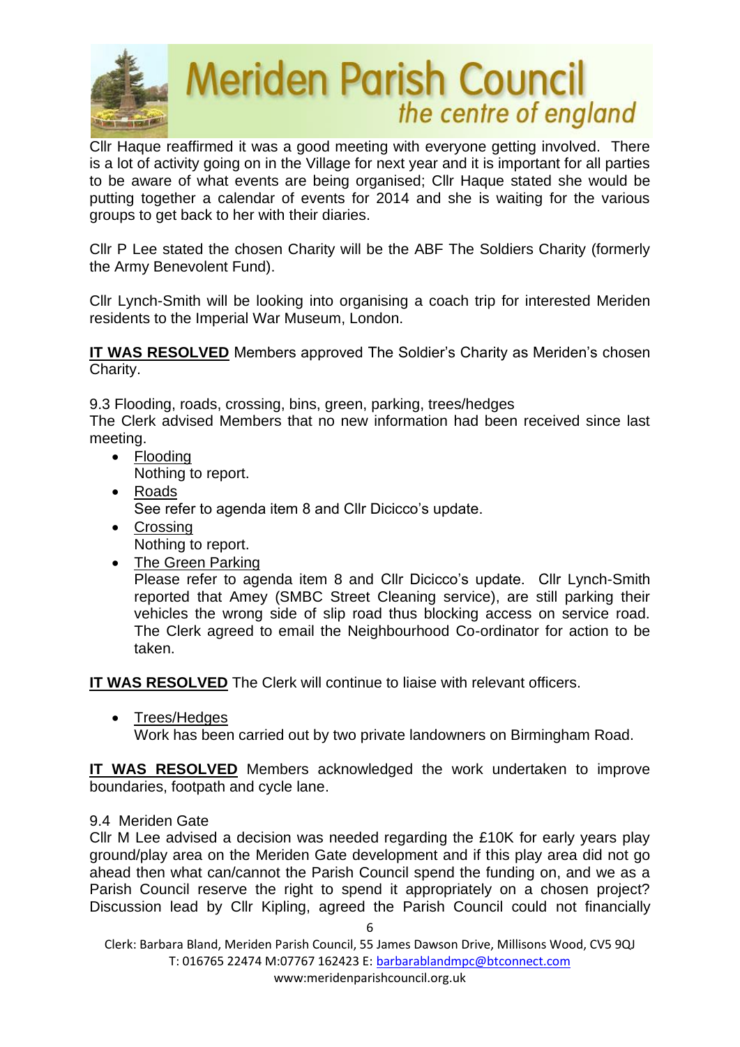Cllr Haque reaffirmed it was a good meeting with everyone getting involved. There is a lot of activity going on in the Village for next year and it is important for all parties to be aware of what events are being organised; Cllr Haque stated she would be putting together a calendar of events for 2014 and she is waiting for the various groups to get back to her with their diaries.

Cllr P Lee stated the chosen Charity will be the ABF The Soldiers Charity (formerly the Army Benevolent Fund).

Cllr Lynch-Smith will be looking into organising a coach trip for interested Meriden residents to the Imperial War Museum, London.

**IT WAS RESOLVED** Members approved The Soldier's Charity as Meriden's chosen Charity.

9.3 Flooding, roads, crossing, bins, green, parking, trees/hedges
The Clerk advised Members that no new information had been received since last meeting.

- Flooding
  Nothing to report.
- Roads
  See refer to agenda item 8 and Cllr Dicicco's update.
- Crossing
  Nothing to report.
- The Green Parking
  Please refer to agenda item 8 and Cllr Dicicco's update. Cllr Lynch-Smith reported that Amey (SMBC Street Cleaning service), are still parking their vehicles the wrong side of slip road thus blocking access on service road. The Clerk agreed to email the Neighbourhood Co-ordinator for action to be taken.

**IT WAS RESOLVED** The Clerk will continue to liaise with relevant officers.

- Trees/Hedges
  Work has been carried out by two private landowners on Birmingham Road.

**IT WAS RESOLVED** Members acknowledged the work undertaken to improve boundaries, footpath and cycle lane.

9.4 Meriden Gate
Cllr M Lee advised a decision was needed regarding the £10K for early years play ground/play area on the Meriden Gate development and if this play area did not go ahead then what can/cannot the Parish Council spend the funding on, and we as a Parish Council reserve the right to spend it appropriately on a chosen project? Discussion lead by Cllr Kipling, agreed the Parish Council could not financially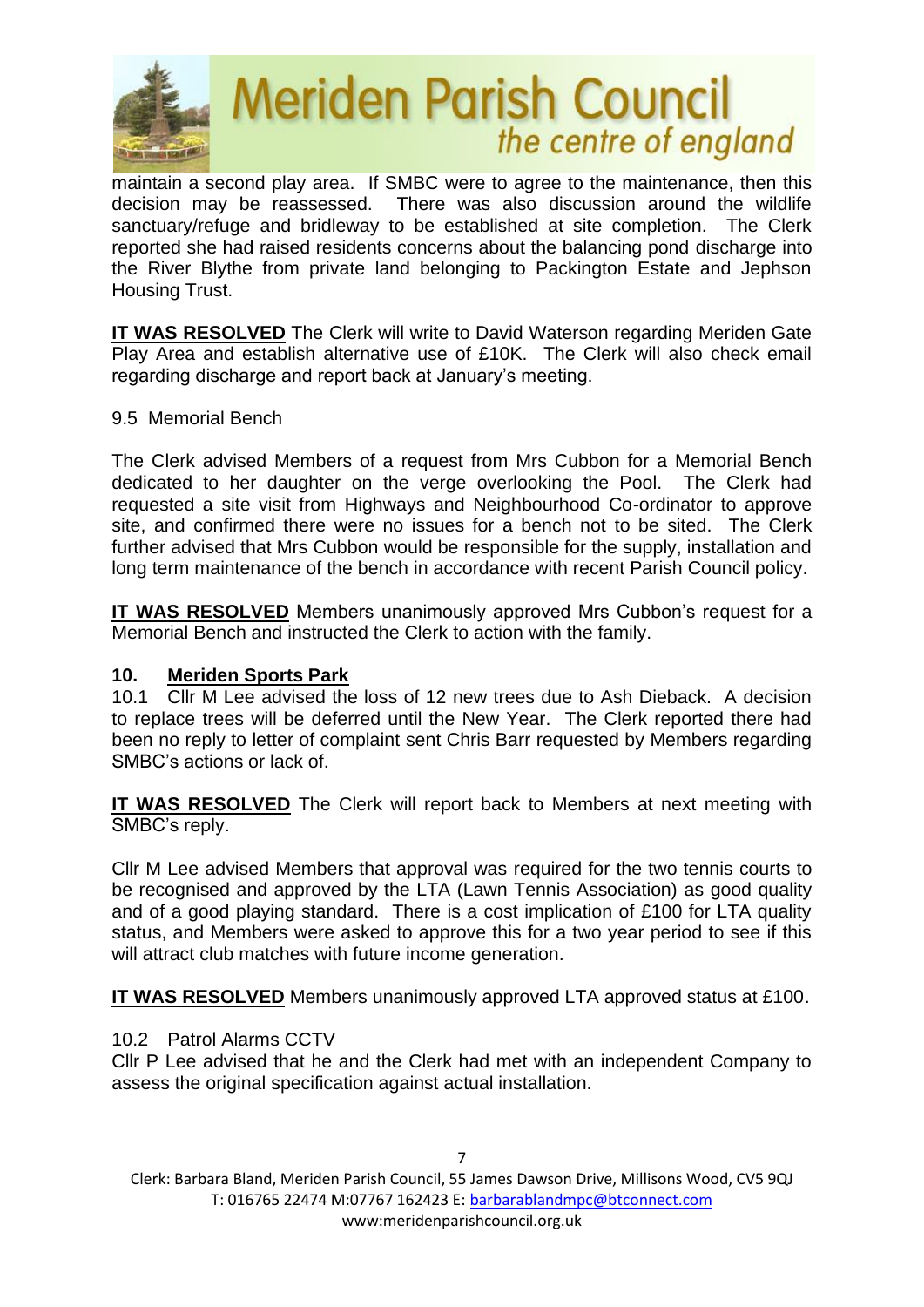maintain a second play area. If SMBC were to agree to the maintenance, then this decision may be reassessed. There was also discussion around the wildlife sanctuary/refuge and bridleway to be established at site completion. The Clerk reported she had raised residents concerns about the balancing pond discharge into the River Blythe from private land belonging to Packington Estate and Jephson Housing Trust.

**IT WAS RESOLVED** The Clerk will write to David Waterson regarding Meriden Gate Play Area and establish alternative use of £10K. The Clerk will also check email regarding discharge and report back at January's meeting.

9.5 Memorial Bench

The Clerk advised Members of a request from Mrs Cubbon for a Memorial Bench dedicated to her daughter on the verge overlooking the Pool. The Clerk had requested a site visit from Highways and Neighbourhood Co-ordinator to approve site, and confirmed there were no issues for a bench not to be sited. The Clerk further advised that Mrs Cubbon would be responsible for the supply, installation and long term maintenance of the bench in accordance with recent Parish Council policy.

**IT WAS RESOLVED** Members unanimously approved Mrs Cubbon's request for a Memorial Bench and instructed the Clerk to action with the family.

**10. Meriden Sports Park**

10.1 Cllr M Lee advised the loss of 12 new trees due to Ash Dieback. A decision to replace trees will be deferred until the New Year. The Clerk reported there had been no reply to letter of complaint sent Chris Barr requested by Members regarding SMBC's actions or lack of.

**IT WAS RESOLVED** The Clerk will report back to Members at next meeting with SMBC's reply.

Cllr M Lee advised Members that approval was required for the two tennis courts to be recognised and approved by the LTA (Lawn Tennis Association) as good quality and of a good playing standard. There is a cost implication of £100 for LTA quality status, and Members were asked to approve this for a two year period to see if this will attract club matches with future income generation.

**IT WAS RESOLVED** Members unanimously approved LTA approved status at £100.

10.2 Patrol Alarms CCTV

Cllr P Lee advised that he and the Clerk had met with an independent Company to assess the original specification against actual installation.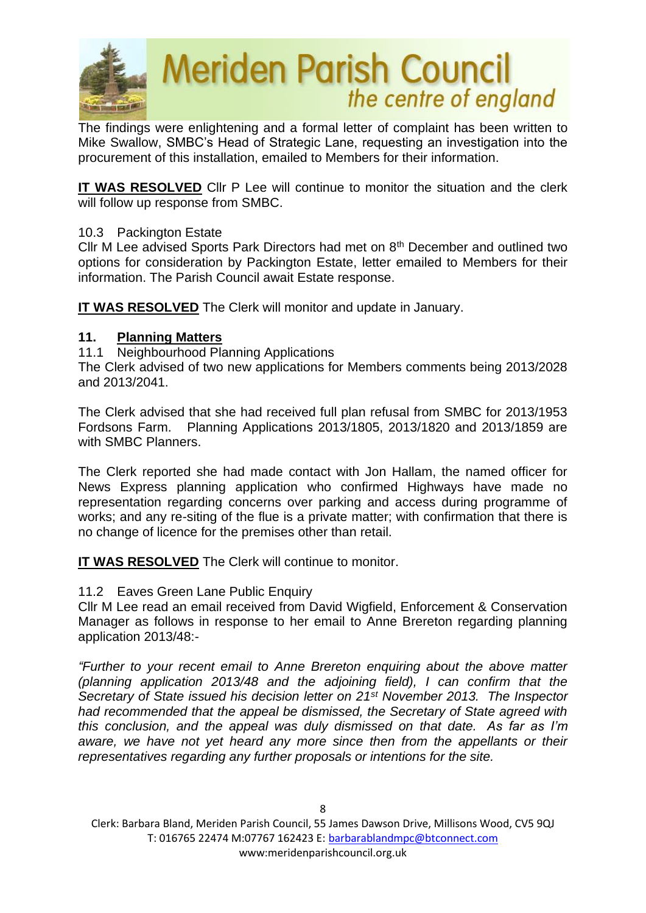The findings were enlightening and a formal letter of complaint has been written to Mike Swallow, SMBC's Head of Strategic Lane, requesting an investigation into the procurement of this installation, emailed to Members for their information.

**IT WAS RESOLVED** Cllr P Lee will continue to monitor the situation and the clerk will follow up response from SMBC.

10.3 Packington Estate

Cllr M Lee advised Sports Park Directors had met on 8th December and outlined two options for consideration by Packington Estate, letter emailed to Members for their information. The Parish Council await Estate response.

**IT WAS RESOLVED** The Clerk will monitor and update in January.

## 11. Planning Matters

11.1 Neighbourhood Planning Applications

The Clerk advised of two new applications for Members comments being 2013/2028 and 2013/2041.

The Clerk advised that she had received full plan refusal from SMBC for 2013/1953 Fordsons Farm. Planning Applications 2013/1805, 2013/1820 and 2013/1859 are with SMBC Planners.

The Clerk reported she had made contact with Jon Hallam, the named officer for News Express planning application who confirmed Highways have made no representation regarding concerns over parking and access during programme of works; and any re-siting of the flue is a private matter; with confirmation that there is no change of licence for the premises other than retail.

**IT WAS RESOLVED** The Clerk will continue to monitor.

11.2 Eaves Green Lane Public Enquiry

Cllr M Lee read an email received from David Wigfield, Enforcement & Conservation Manager as follows in response to her email to Anne Brereton regarding planning application 2013/48:-

*"Further to your recent email to Anne Brereton enquiring about the above matter (planning application 2013/48 and the adjoining field), I can confirm that the Secretary of State issued his decision letter on 21st November 2013. The Inspector had recommended that the appeal be dismissed, the Secretary of State agreed with this conclusion, and the appeal was duly dismissed on that date. As far as I'm aware, we have not yet heard any more since then from the appellants or their representatives regarding any further proposals or intentions for the site.*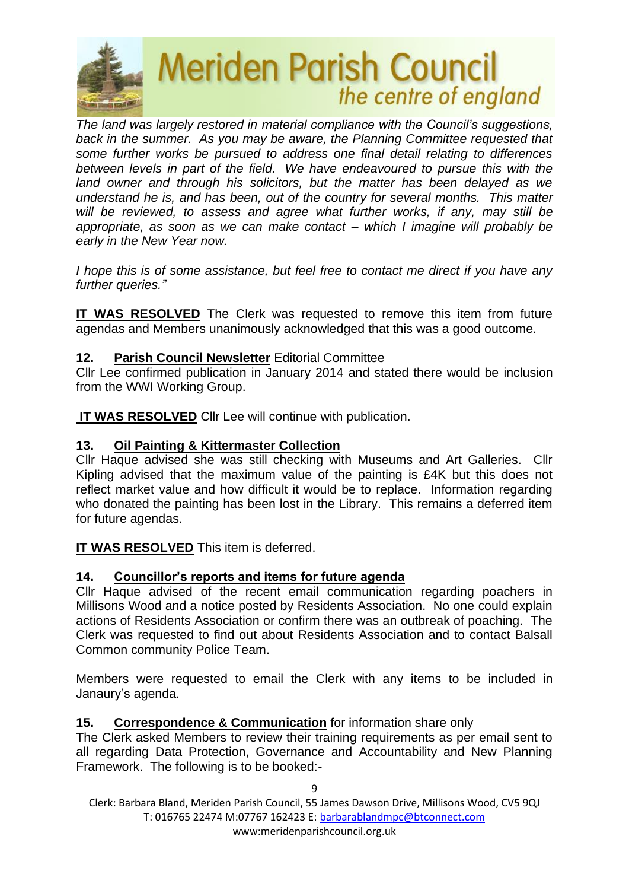*The land was largely restored in material compliance with the Council's suggestions, back in the summer. As you may be aware, the Planning Committee requested that some further works be pursued to address one final detail relating to differences between levels in part of the field. We have endeavoured to pursue this with the land owner and through his solicitors, but the matter has been delayed as we understand he is, and has been, out of the country for several months. This matter will be reviewed, to assess and agree what further works, if any, may still be appropriate, as soon as we can make contact – which I imagine will probably be early in the New Year now.*

*I hope this is of some assistance, but feel free to contact me direct if you have any further queries."*

**IT WAS RESOLVED** The Clerk was requested to remove this item from future agendas and Members unanimously acknowledged that this was a good outcome.

**12. Parish Council Newsletter** Editorial Committee

Cllr Lee confirmed publication in January 2014 and stated there would be inclusion from the WWI Working Group.

**IT WAS RESOLVED** Cllr Lee will continue with publication.

**13. Oil Painting & Kittermaster Collection**

Cllr Haque advised she was still checking with Museums and Art Galleries. Cllr Kipling advised that the maximum value of the painting is £4K but this does not reflect market value and how difficult it would be to replace. Information regarding who donated the painting has been lost in the Library. This remains a deferred item for future agendas.

**IT WAS RESOLVED** This item is deferred.

**14. Councillor's reports and items for future agenda**

Cllr Haque advised of the recent email communication regarding poachers in Millisons Wood and a notice posted by Residents Association. No one could explain actions of Residents Association or confirm there was an outbreak of poaching. The Clerk was requested to find out about Residents Association and to contact Balsall Common community Police Team.

Members were requested to email the Clerk with any items to be included in Janaury's agenda.

**15. Correspondence & Communication** for information share only

The Clerk asked Members to review their training requirements as per email sent to all regarding Data Protection, Governance and Accountability and New Planning Framework. The following is to be booked:-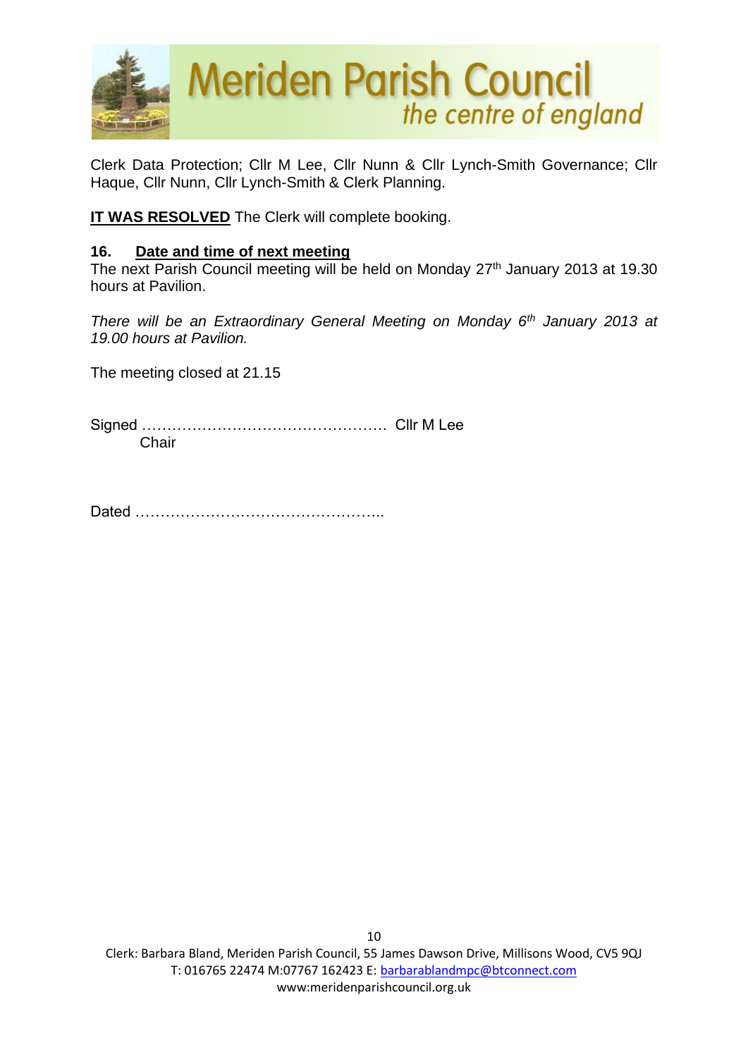Clerk Data Protection; Cllr M Lee, Cllr Nunn & Cllr Lynch-Smith Governance; Cllr Haque, Cllr Nunn, Cllr Lynch-Smith & Clerk Planning.

**IT WAS RESOLVED** The Clerk will complete booking.

### 16. Date and time of next meeting

The next Parish Council meeting will be held on Monday 27th January 2013 at 19.30 hours at Pavilion.

*There will be an Extraordinary General Meeting on Monday 6th January 2013 at 19.00 hours at Pavilion.*

The meeting closed at 21.15

Signed ………………………………………… Cllr M Lee
Chair

Dated …………………………………………..

Clerk: Barbara Bland, Meriden Parish Council, 55 James Dawson Drive, Millisons Wood, CV5 9QJ
T: 016765 22474 M:07767 162423 E: barbarablandmpc@btconnect.com
www:meridenparishcouncil.org.uk